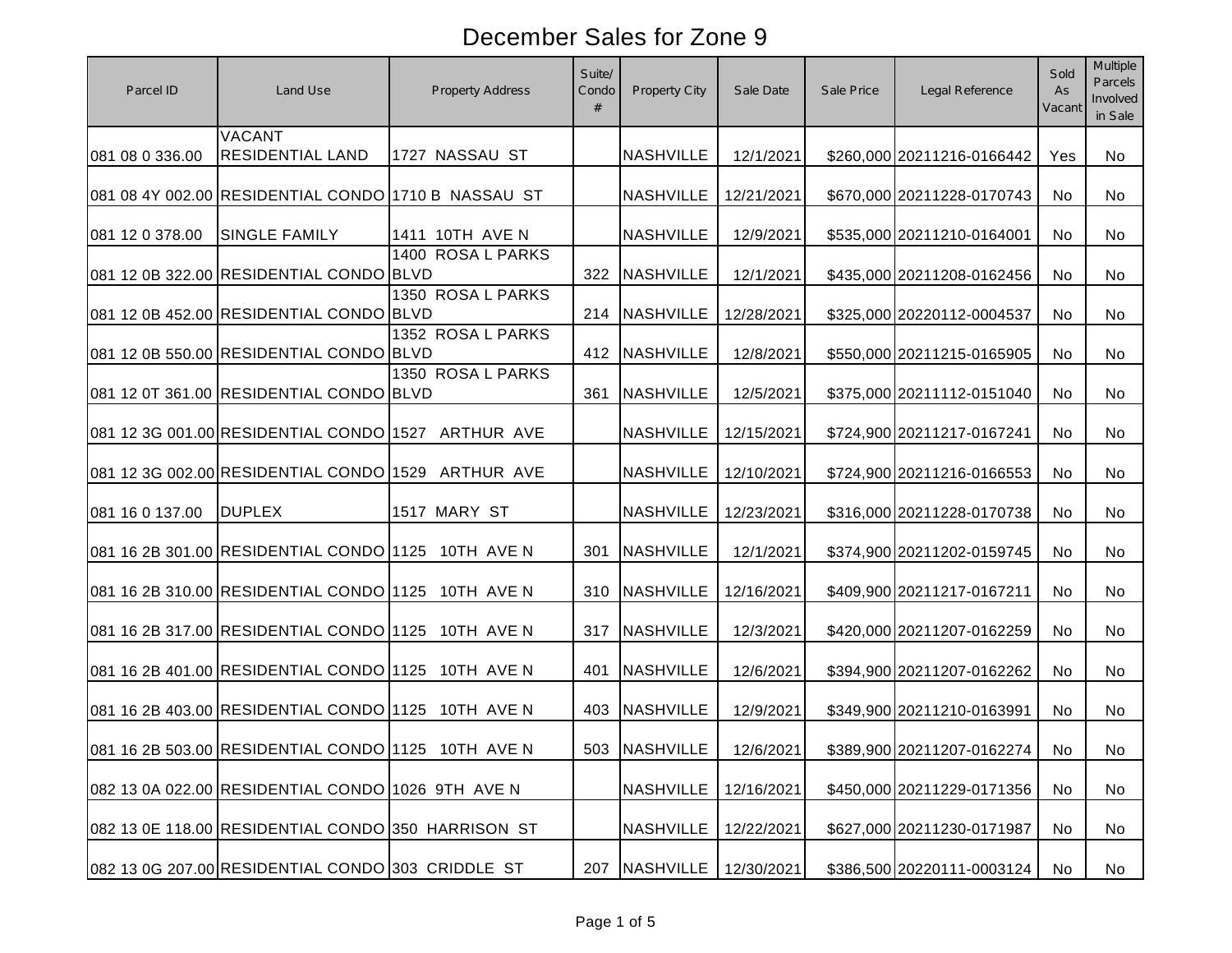# December Sales for Zone 9

| Parcel ID | Land Use | Property Address | Suite/ Condo # | Property City | Sale Date | Sale Price | Legal Reference | Sold As Vacant | Multiple Parcels Involved in Sale |
|---|---|---|---|---|---|---|---|---|---|
| 081 08 0 336.00 | VACANT RESIDENTIAL LAND | 1727 NASSAU ST | | NASHVILLE | 12/1/2021 | $260,000 | 20211216-0166442 | Yes | No |
| 081 08 4Y 002.00 | RESIDENTIAL CONDO | 1710 B NASSAU ST | | NASHVILLE | 12/21/2021 | $670,000 | 20211228-0170743 | No | No |
| 081 12 0 378.00 | SINGLE FAMILY | 1411 10TH AVE N | | NASHVILLE | 12/9/2021 | $535,000 | 20211210-0164001 | No | No |
| 081 12 0B 322.00 | RESIDENTIAL CONDO | 1400 ROSA L PARKS BLVD | 322 | NASHVILLE | 12/1/2021 | $435,000 | 20211208-0162456 | No | No |
| 081 12 0B 452.00 | RESIDENTIAL CONDO | 1350 ROSA L PARKS BLVD | 214 | NASHVILLE | 12/28/2021 | $325,000 | 20220112-0004537 | No | No |
| 081 12 0B 550.00 | RESIDENTIAL CONDO | 1352 ROSA L PARKS BLVD | 412 | NASHVILLE | 12/8/2021 | $550,000 | 20211215-0165905 | No | No |
| 081 12 0T 361.00 | RESIDENTIAL CONDO | 1350 ROSA L PARKS BLVD | 361 | NASHVILLE | 12/5/2021 | $375,000 | 20211112-0151040 | No | No |
| 081 12 3G 001.00 | RESIDENTIAL CONDO | 1527 ARTHUR AVE | | NASHVILLE | 12/15/2021 | $724,900 | 20211217-0167241 | No | No |
| 081 12 3G 002.00 | RESIDENTIAL CONDO | 1529 ARTHUR AVE | | NASHVILLE | 12/10/2021 | $724,900 | 20211216-0166553 | No | No |
| 081 16 0 137.00 | DUPLEX | 1517 MARY ST | | NASHVILLE | 12/23/2021 | $316,000 | 20211228-0170738 | No | No |
| 081 16 2B 301.00 | RESIDENTIAL CONDO | 1125 10TH AVE N | 301 | NASHVILLE | 12/1/2021 | $374,900 | 20211202-0159745 | No | No |
| 081 16 2B 310.00 | RESIDENTIAL CONDO | 1125 10TH AVE N | 310 | NASHVILLE | 12/16/2021 | $409,900 | 20211217-0167211 | No | No |
| 081 16 2B 317.00 | RESIDENTIAL CONDO | 1125 10TH AVE N | 317 | NASHVILLE | 12/3/2021 | $420,000 | 20211207-0162259 | No | No |
| 081 16 2B 401.00 | RESIDENTIAL CONDO | 1125 10TH AVE N | 401 | NASHVILLE | 12/6/2021 | $394,900 | 20211207-0162262 | No | No |
| 081 16 2B 403.00 | RESIDENTIAL CONDO | 1125 10TH AVE N | 403 | NASHVILLE | 12/9/2021 | $349,900 | 20211210-0163991 | No | No |
| 081 16 2B 503.00 | RESIDENTIAL CONDO | 1125 10TH AVE N | 503 | NASHVILLE | 12/6/2021 | $389,900 | 20211207-0162274 | No | No |
| 082 13 0A 022.00 | RESIDENTIAL CONDO | 1026 9TH AVE N | | NASHVILLE | 12/16/2021 | $450,000 | 20211229-0171356 | No | No |
| 082 13 0E 118.00 | RESIDENTIAL CONDO | 350 HARRISON ST | | NASHVILLE | 12/22/2021 | $627,000 | 20211230-0171987 | No | No |
| 082 13 0G 207.00 | RESIDENTIAL CONDO | 303 CRIDDLE ST | 207 | NASHVILLE | 12/30/2021 | $386,500 | 20220111-0003124 | No | No |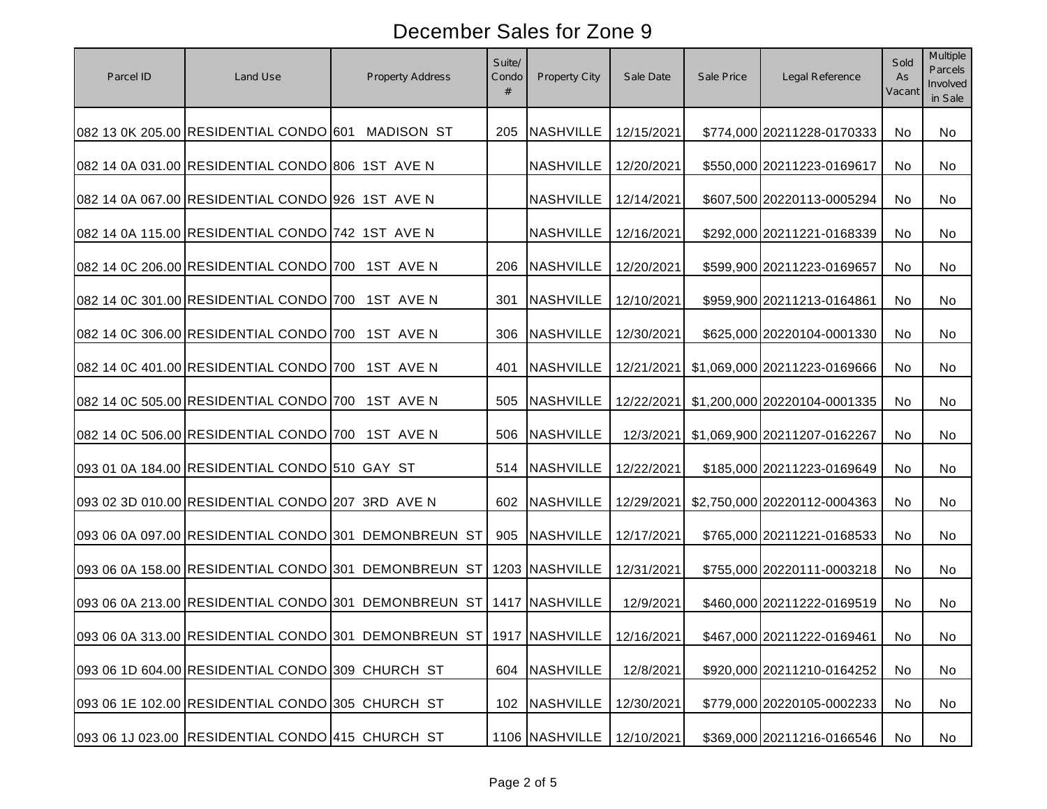# December Sales for Zone 9

| Parcel ID | Land Use | Property Address | Suite/ Condo # | Property City | Sale Date | Sale Price | Legal Reference | Sold As Vacant | Multiple Parcels Involved in Sale |
|---|---|---|---|---|---|---|---|---|---|
| 082 13 0K 205.00 | RESIDENTIAL CONDO | 601 MADISON ST | 205 | NASHVILLE | 12/15/2021 | $774,000 | 20211228-0170333 | No | No |
| 082 14 0A 031.00 | RESIDENTIAL CONDO | 806 1ST AVE N | | NASHVILLE | 12/20/2021 | $550,000 | 20211223-0169617 | No | No |
| 082 14 0A 067.00 | RESIDENTIAL CONDO | 926 1ST AVE N | | NASHVILLE | 12/14/2021 | $607,500 | 20220113-0005294 | No | No |
| 082 14 0A 115.00 | RESIDENTIAL CONDO | 742 1ST AVE N | | NASHVILLE | 12/16/2021 | $292,000 | 20211221-0168339 | No | No |
| 082 14 0C 206.00 | RESIDENTIAL CONDO | 700 1ST AVE N | 206 | NASHVILLE | 12/20/2021 | $599,900 | 20211223-0169657 | No | No |
| 082 14 0C 301.00 | RESIDENTIAL CONDO | 700 1ST AVE N | 301 | NASHVILLE | 12/10/2021 | $959,900 | 20211213-0164861 | No | No |
| 082 14 0C 306.00 | RESIDENTIAL CONDO | 700 1ST AVE N | 306 | NASHVILLE | 12/30/2021 | $625,000 | 20220104-0001330 | No | No |
| 082 14 0C 401.00 | RESIDENTIAL CONDO | 700 1ST AVE N | 401 | NASHVILLE | 12/21/2021 | $1,069,000 | 20211223-0169666 | No | No |
| 082 14 0C 505.00 | RESIDENTIAL CONDO | 700 1ST AVE N | 505 | NASHVILLE | 12/22/2021 | $1,200,000 | 20220104-0001335 | No | No |
| 082 14 0C 506.00 | RESIDENTIAL CONDO | 700 1ST AVE N | 506 | NASHVILLE | 12/3/2021 | $1,069,900 | 20211207-0162267 | No | No |
| 093 01 0A 184.00 | RESIDENTIAL CONDO | 510 GAY ST | 514 | NASHVILLE | 12/22/2021 | $185,000 | 20211223-0169649 | No | No |
| 093 02 3D 010.00 | RESIDENTIAL CONDO | 207 3RD AVE N | 602 | NASHVILLE | 12/29/2021 | $2,750,000 | 20220112-0004363 | No | No |
| 093 06 0A 097.00 | RESIDENTIAL CONDO | 301 DEMONBREUN ST | 905 | NASHVILLE | 12/17/2021 | $765,000 | 20211221-0168533 | No | No |
| 093 06 0A 158.00 | RESIDENTIAL CONDO | 301 DEMONBREUN ST | 1203 | NASHVILLE | 12/31/2021 | $755,000 | 20220111-0003218 | No | No |
| 093 06 0A 213.00 | RESIDENTIAL CONDO | 301 DEMONBREUN ST | 1417 | NASHVILLE | 12/9/2021 | $460,000 | 20211222-0169519 | No | No |
| 093 06 0A 313.00 | RESIDENTIAL CONDO | 301 DEMONBREUN ST | 1917 | NASHVILLE | 12/16/2021 | $467,000 | 20211222-0169461 | No | No |
| 093 06 1D 604.00 | RESIDENTIAL CONDO | 309 CHURCH ST | 604 | NASHVILLE | 12/8/2021 | $920,000 | 20211210-0164252 | No | No |
| 093 06 1E 102.00 | RESIDENTIAL CONDO | 305 CHURCH ST | 102 | NASHVILLE | 12/30/2021 | $779,000 | 20220105-0002233 | No | No |
| 093 06 1J 023.00 | RESIDENTIAL CONDO | 415 CHURCH ST | 1106 | NASHVILLE | 12/10/2021 | $369,000 | 20211216-0166546 | No | No |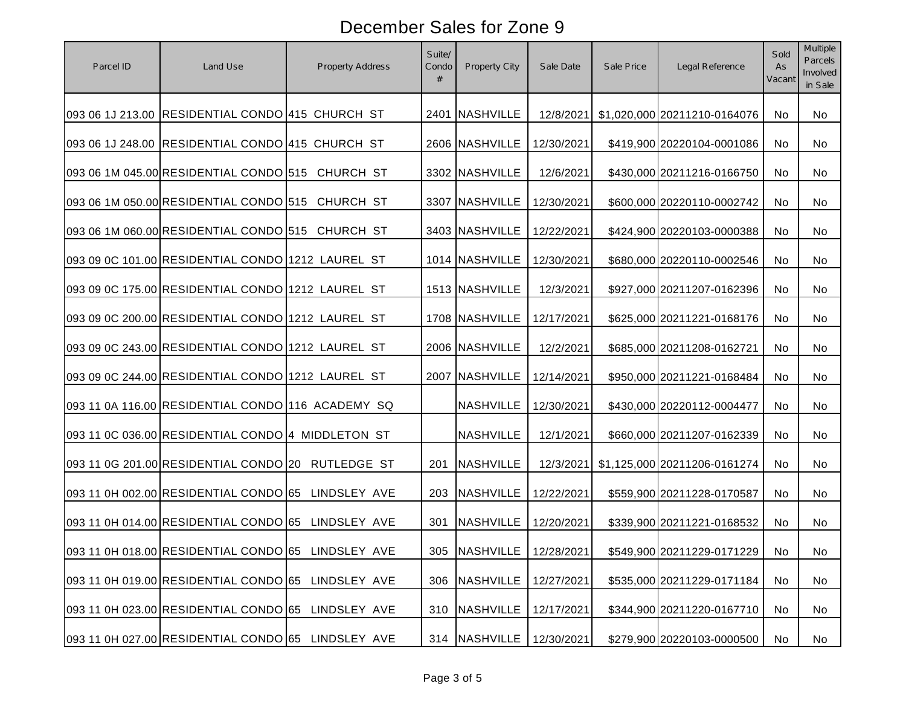# December Sales for Zone 9

| Parcel ID | Land Use | Property Address | Suite/ Condo # | Property City | Sale Date | Sale Price | Legal Reference | Sold As Vacant | Multiple Parcels Involved in Sale |
|---|---|---|---|---|---|---|---|---|---|
| 093 06 1J 213.00 | RESIDENTIAL CONDO | 415 CHURCH ST | 2401 | NASHVILLE | 12/8/2021 | $1,020,000 | 20211210-0164076 | No | No |
| 093 06 1J 248.00 | RESIDENTIAL CONDO | 415 CHURCH ST | 2606 | NASHVILLE | 12/30/2021 | $419,900 | 20220104-0001086 | No | No |
| 093 06 1M 045.00 | RESIDENTIAL CONDO | 515 CHURCH ST | 3302 | NASHVILLE | 12/6/2021 | $430,000 | 20211216-0166750 | No | No |
| 093 06 1M 050.00 | RESIDENTIAL CONDO | 515 CHURCH ST | 3307 | NASHVILLE | 12/30/2021 | $600,000 | 20220110-0002742 | No | No |
| 093 06 1M 060.00 | RESIDENTIAL CONDO | 515 CHURCH ST | 3403 | NASHVILLE | 12/22/2021 | $424,900 | 20220103-0000388 | No | No |
| 093 09 0C 101.00 | RESIDENTIAL CONDO | 1212 LAUREL ST | 1014 | NASHVILLE | 12/30/2021 | $680,000 | 20220110-0002546 | No | No |
| 093 09 0C 175.00 | RESIDENTIAL CONDO | 1212 LAUREL ST | 1513 | NASHVILLE | 12/3/2021 | $927,000 | 20211207-0162396 | No | No |
| 093 09 0C 200.00 | RESIDENTIAL CONDO | 1212 LAUREL ST | 1708 | NASHVILLE | 12/17/2021 | $625,000 | 20211221-0168176 | No | No |
| 093 09 0C 243.00 | RESIDENTIAL CONDO | 1212 LAUREL ST | 2006 | NASHVILLE | 12/2/2021 | $685,000 | 20211208-0162721 | No | No |
| 093 09 0C 244.00 | RESIDENTIAL CONDO | 1212 LAUREL ST | 2007 | NASHVILLE | 12/14/2021 | $950,000 | 20211221-0168484 | No | No |
| 093 11 0A 116.00 | RESIDENTIAL CONDO | 116 ACADEMY SQ | | NASHVILLE | 12/30/2021 | $430,000 | 20220112-0004477 | No | No |
| 093 11 0C 036.00 | RESIDENTIAL CONDO | 4 MIDDLETON ST | | NASHVILLE | 12/1/2021 | $660,000 | 20211207-0162339 | No | No |
| 093 11 0G 201.00 | RESIDENTIAL CONDO | 20 RUTLEDGE ST | 201 | NASHVILLE | 12/3/2021 | $1,125,000 | 20211206-0161274 | No | No |
| 093 11 0H 002.00 | RESIDENTIAL CONDO | 65 LINDSLEY AVE | 203 | NASHVILLE | 12/22/2021 | $559,900 | 20211228-0170587 | No | No |
| 093 11 0H 014.00 | RESIDENTIAL CONDO | 65 LINDSLEY AVE | 301 | NASHVILLE | 12/20/2021 | $339,900 | 20211221-0168532 | No | No |
| 093 11 0H 018.00 | RESIDENTIAL CONDO | 65 LINDSLEY AVE | 305 | NASHVILLE | 12/28/2021 | $549,900 | 20211229-0171229 | No | No |
| 093 11 0H 019.00 | RESIDENTIAL CONDO | 65 LINDSLEY AVE | 306 | NASHVILLE | 12/27/2021 | $535,000 | 20211229-0171184 | No | No |
| 093 11 0H 023.00 | RESIDENTIAL CONDO | 65 LINDSLEY AVE | 310 | NASHVILLE | 12/17/2021 | $344,900 | 20211220-0167710 | No | No |
| 093 11 0H 027.00 | RESIDENTIAL CONDO | 65 LINDSLEY AVE | 314 | NASHVILLE | 12/30/2021 | $279,900 | 20220103-0000500 | No | No |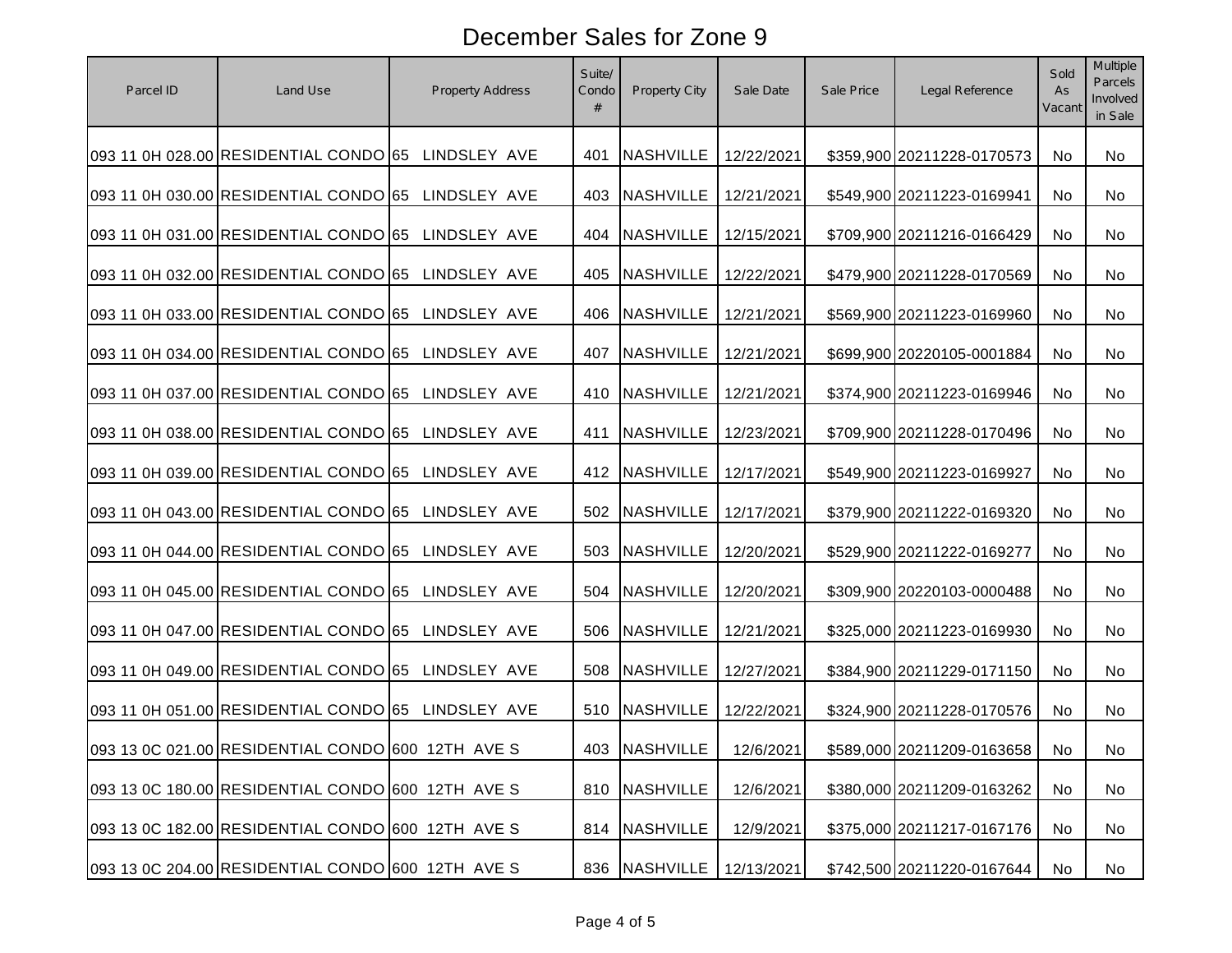# December Sales for Zone 9

| Parcel ID | Land Use | Property Address | Suite/ Condo # | Property City | Sale Date | Sale Price | Legal Reference | Sold As Vacant | Multiple Parcels Involved in Sale |
|---|---|---|---|---|---|---|---|---|---|
| 093 11 0H 028.00 | RESIDENTIAL CONDO | 65 LINDSLEY AVE | 401 | NASHVILLE | 12/22/2021 | $359,900 | 20211228-0170573 | No | No |
| 093 11 0H 030.00 | RESIDENTIAL CONDO | 65 LINDSLEY AVE | 403 | NASHVILLE | 12/21/2021 | $549,900 | 20211223-0169941 | No | No |
| 093 11 0H 031.00 | RESIDENTIAL CONDO | 65 LINDSLEY AVE | 404 | NASHVILLE | 12/15/2021 | $709,900 | 20211216-0166429 | No | No |
| 093 11 0H 032.00 | RESIDENTIAL CONDO | 65 LINDSLEY AVE | 405 | NASHVILLE | 12/22/2021 | $479,900 | 20211228-0170569 | No | No |
| 093 11 0H 033.00 | RESIDENTIAL CONDO | 65 LINDSLEY AVE | 406 | NASHVILLE | 12/21/2021 | $569,900 | 20211223-0169960 | No | No |
| 093 11 0H 034.00 | RESIDENTIAL CONDO | 65 LINDSLEY AVE | 407 | NASHVILLE | 12/21/2021 | $699,900 | 20220105-0001884 | No | No |
| 093 11 0H 037.00 | RESIDENTIAL CONDO | 65 LINDSLEY AVE | 410 | NASHVILLE | 12/21/2021 | $374,900 | 20211223-0169946 | No | No |
| 093 11 0H 038.00 | RESIDENTIAL CONDO | 65 LINDSLEY AVE | 411 | NASHVILLE | 12/23/2021 | $709,900 | 20211228-0170496 | No | No |
| 093 11 0H 039.00 | RESIDENTIAL CONDO | 65 LINDSLEY AVE | 412 | NASHVILLE | 12/17/2021 | $549,900 | 20211223-0169927 | No | No |
| 093 11 0H 043.00 | RESIDENTIAL CONDO | 65 LINDSLEY AVE | 502 | NASHVILLE | 12/17/2021 | $379,900 | 20211222-0169320 | No | No |
| 093 11 0H 044.00 | RESIDENTIAL CONDO | 65 LINDSLEY AVE | 503 | NASHVILLE | 12/20/2021 | $529,900 | 20211222-0169277 | No | No |
| 093 11 0H 045.00 | RESIDENTIAL CONDO | 65 LINDSLEY AVE | 504 | NASHVILLE | 12/20/2021 | $309,900 | 20220103-0000488 | No | No |
| 093 11 0H 047.00 | RESIDENTIAL CONDO | 65 LINDSLEY AVE | 506 | NASHVILLE | 12/21/2021 | $325,000 | 20211223-0169930 | No | No |
| 093 11 0H 049.00 | RESIDENTIAL CONDO | 65 LINDSLEY AVE | 508 | NASHVILLE | 12/27/2021 | $384,900 | 20211229-0171150 | No | No |
| 093 11 0H 051.00 | RESIDENTIAL CONDO | 65 LINDSLEY AVE | 510 | NASHVILLE | 12/22/2021 | $324,900 | 20211228-0170576 | No | No |
| 093 13 0C 021.00 | RESIDENTIAL CONDO | 600 12TH AVE S | 403 | NASHVILLE | 12/6/2021 | $589,000 | 20211209-0163658 | No | No |
| 093 13 0C 180.00 | RESIDENTIAL CONDO | 600 12TH AVE S | 810 | NASHVILLE | 12/6/2021 | $380,000 | 20211209-0163262 | No | No |
| 093 13 0C 182.00 | RESIDENTIAL CONDO | 600 12TH AVE S | 814 | NASHVILLE | 12/9/2021 | $375,000 | 20211217-0167176 | No | No |
| 093 13 0C 204.00 | RESIDENTIAL CONDO | 600 12TH AVE S | 836 | NASHVILLE | 12/13/2021 | $742,500 | 20211220-0167644 | No | No |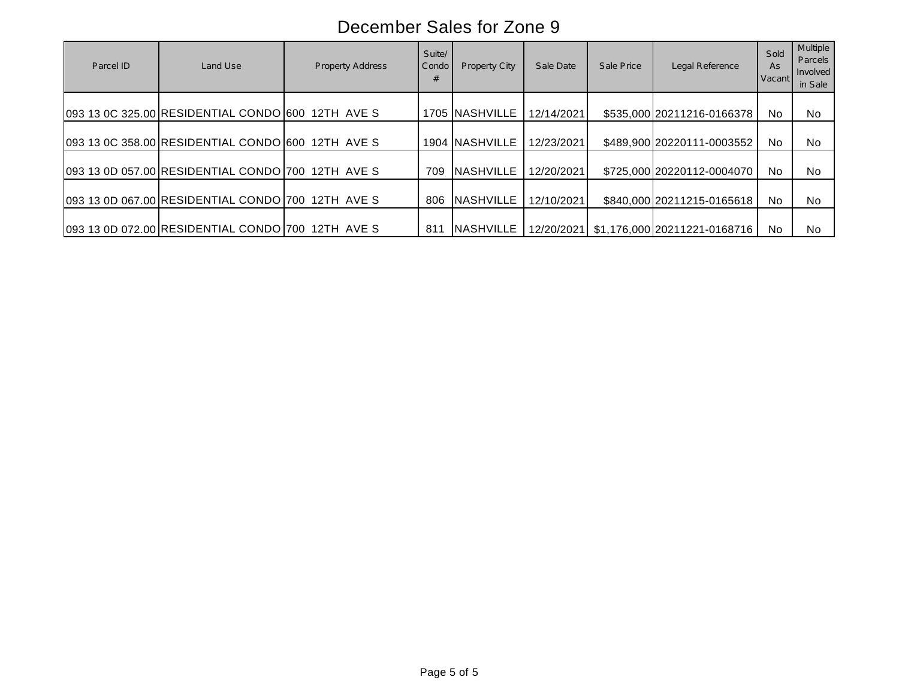# December Sales for Zone 9

| Parcel ID | Land Use | Property Address | Suite/ Condo # | Property City | Sale Date | Sale Price | Legal Reference | Sold As Vacant | Multiple Parcels Involved in Sale |
|---|---|---|---|---|---|---|---|---|---|
| 093 13 0C 325.00 | RESIDENTIAL CONDO | 600 12TH AVE S | 1705 | NASHVILLE | 12/14/2021 | $535,000 | 20211216-0166378 | No | No |
| 093 13 0C 358.00 | RESIDENTIAL CONDO | 600 12TH AVE S | 1904 | NASHVILLE | 12/23/2021 | $489,900 | 20220111-0003552 | No | No |
| 093 13 0D 057.00 | RESIDENTIAL CONDO | 700 12TH AVE S | 709 | NASHVILLE | 12/20/2021 | $725,000 | 20220112-0004070 | No | No |
| 093 13 0D 067.00 | RESIDENTIAL CONDO | 700 12TH AVE S | 806 | NASHVILLE | 12/10/2021 | $840,000 | 20211215-0165618 | No | No |
| 093 13 0D 072.00 | RESIDENTIAL CONDO | 700 12TH AVE S | 811 | NASHVILLE | 12/20/2021 | $1,176,000 | 20211221-0168716 | No | No |